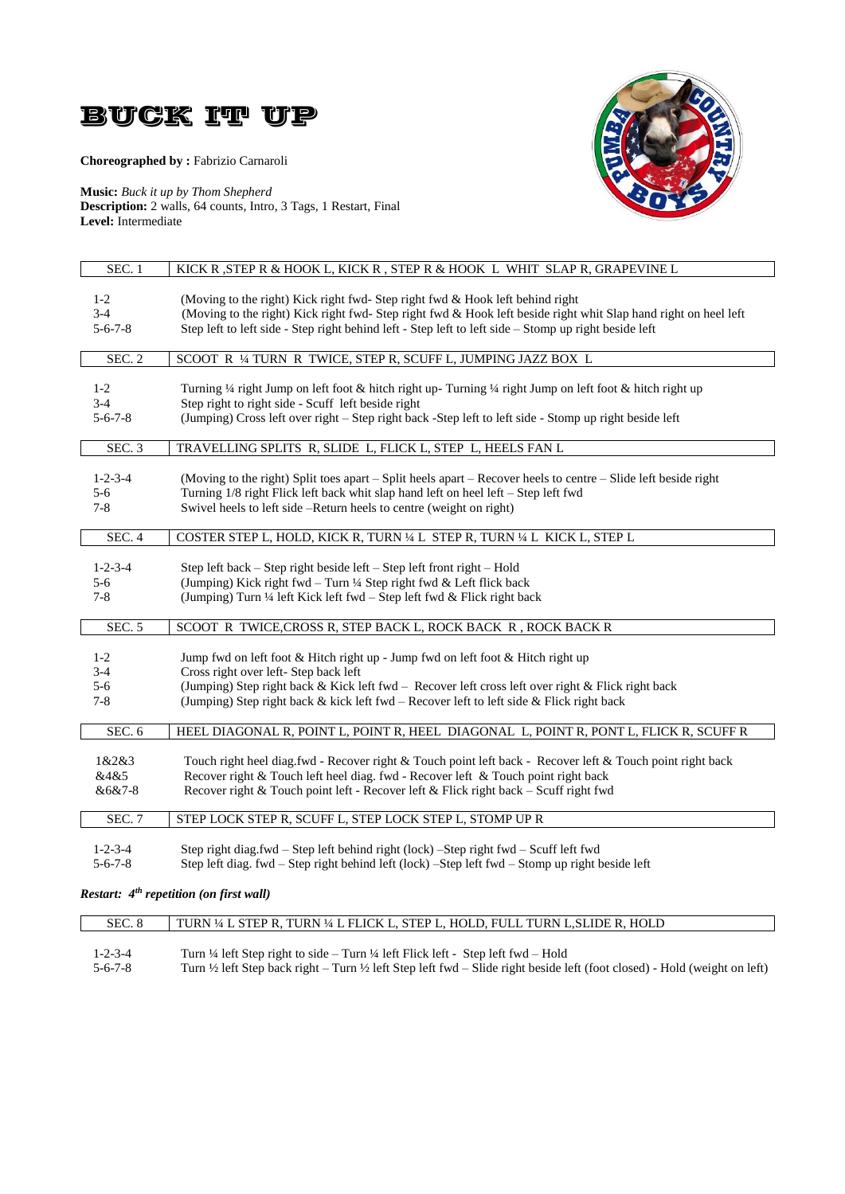# BUCK IT UP

**Choreographed by :** Fabrizio Carnaroli

**Music:** *Buck it up by Thom Shepherd*
**Description:** 2 walls, 64 counts, Intro, 3 Tags, 1 Restart, Final
**Level:** Intermediate

| SEC. 1 | KICK R ,STEP R & HOOK L, KICK R , STEP R & HOOK L WHIT SLAP R, GRAPEVINE L |
|---|---|
| 1-2 | (Moving to the right) Kick right fwd- Step right fwd & Hook left behind right |
| 3-4 | (Moving to the right) Kick right fwd- Step right fwd & Hook left beside right whit Slap hand right on heel left |
| 5-6-7-8 | Step left to left side - Step right behind left - Step left to left side – Stomp up right beside left |

| SEC. 2 | SCOOT R ¼ TURN R TWICE, STEP R, SCUFF L, JUMPING JAZZ BOX L |
|---|---|
| 1-2 | Turning ¼ right Jump on left foot & hitch right up- Turning ¼ right Jump on left foot & hitch right up |
| 3-4 | Step right to right side - Scuff left beside right |
| 5-6-7-8 | (Jumping) Cross left over right – Step right back -Step left to left side - Stomp up right beside left |

| SEC. 3 | TRAVELLING SPLITS R, SLIDE L, FLICK L, STEP L, HEELS FAN L |
|---|---|
| 1-2-3-4 | (Moving to the right) Split toes apart – Split heels apart – Recover heels to centre – Slide left beside right |
| 5-6 | Turning 1/8 right Flick left back whit slap hand left on heel left – Step left fwd |
| 7-8 | Swivel heels to left side –Return heels to centre (weight on right) |

| SEC. 4 | COSTER STEP L, HOLD, KICK R, TURN ¼ L STEP R, TURN ¼ L KICK L, STEP L |
|---|---|
| 1-2-3-4 | Step left back – Step right beside left – Step left front right – Hold |
| 5-6 | (Jumping) Kick right fwd – Turn ¼ Step right fwd & Left flick back |
| 7-8 | (Jumping) Turn ¼ left Kick left fwd – Step left fwd & Flick right back |

| SEC. 5 | SCOOT R TWICE,CROSS R, STEP BACK L, ROCK BACK R , ROCK BACK R |
|---|---|
| 1-2 | Jump fwd on left foot & Hitch right up - Jump fwd on left foot & Hitch right up |
| 3-4 | Cross right over left- Step back left |
| 5-6 | (Jumping) Step right back & Kick left fwd – Recover left cross left over right & Flick right back |
| 7-8 | (Jumping) Step right back & kick left fwd – Recover left to left side & Flick right back |

| SEC. 6 | HEEL DIAGONAL R, POINT L, POINT R, HEEL DIAGONAL L, POINT R, PONT L, FLICK R, SCUFF R |
|---|---|
| 1&2&3 | Touch right heel diag.fwd - Recover right & Touch point left back - Recover left & Touch point right back |
| &4&5 | Recover right & Touch left heel diag. fwd - Recover left & Touch point right back |
| &6&7-8 | Recover right & Touch point left - Recover left & Flick right back – Scuff right fwd |

| SEC. 7 | STEP LOCK STEP R, SCUFF L, STEP LOCK STEP L, STOMP UP R |
|---|---|
| 1-2-3-4 | Step right diag.fwd – Step left behind right (lock) –Step right fwd – Scuff left fwd |
| 5-6-7-8 | Step left diag. fwd – Step right behind left (lock) –Step left fwd – Stomp up right beside left |

***Restart: 4th repetition (on first wall)***

| SEC. 8 | TURN ¼ L STEP R, TURN ¼ L FLICK L, STEP L, HOLD, FULL TURN L,SLIDE R, HOLD |
|---|---|
| 1-2-3-4 | Turn ¼ left Step right to side – Turn ¼ left Flick left - Step left fwd – Hold |
| 5-6-7-8 | Turn ½ left Step back right – Turn ½ left Step left fwd – Slide right beside left (foot closed) - Hold (weight on left) |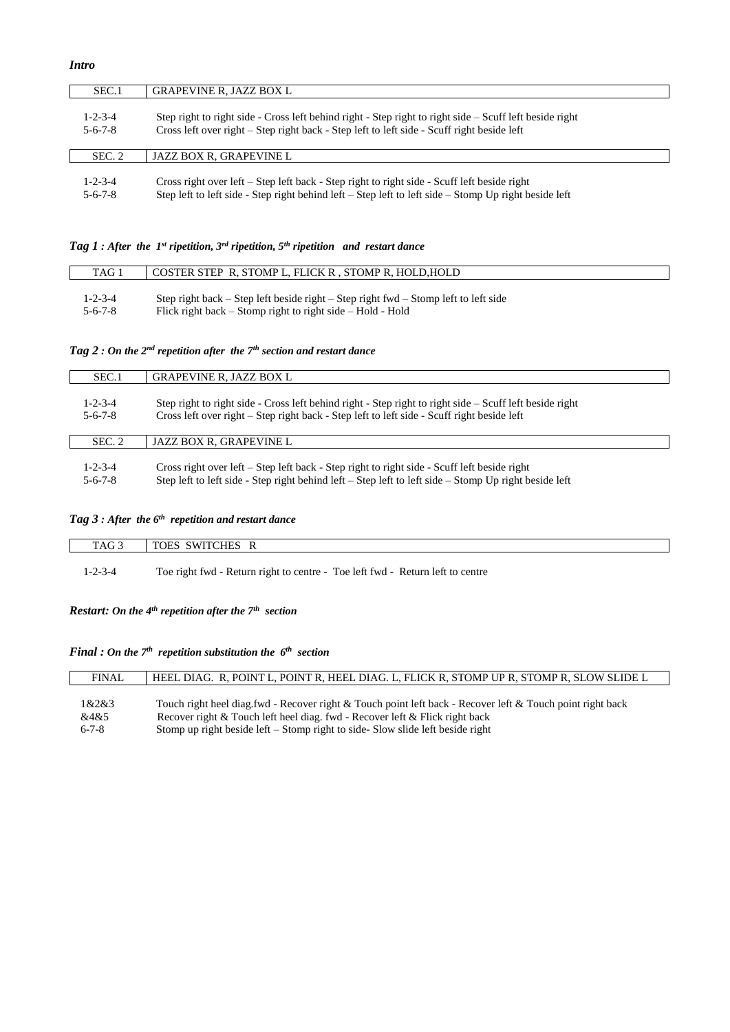***Intro***

| SEC.1 | GRAPEVINE R, JAZZ BOX L |
|---|---|
| 1-2-3-4 | Step right to right side - Cross left behind right - Step right to right side – Scuff left beside right |
| 5-6-7-8 | Cross left over right – Step right back - Step left to left side - Scuff right beside left |

| SEC. 2 | JAZZ BOX R, GRAPEVINE L |
|---|---|
| 1-2-3-4 | Cross right over left – Step left back - Step right to right side - Scuff left beside right |
| 5-6-7-8 | Step left to left side - Step right behind left – Step left to left side – Stomp Up right beside left |

***Tag 1 : After the 1st ripetition, 3rd ripetition, 5th ripetition and restart dance***

| TAG 1 | COSTER STEP R, STOMP L, FLICK R , STOMP R, HOLD,HOLD |
|---|---|
| 1-2-3-4 | Step right back – Step left beside right – Step right fwd – Stomp left to left side |
| 5-6-7-8 | Flick right back – Stomp right to right side – Hold - Hold |

***Tag 2 : On the 2nd repetition after the 7th section and restart dance***

| SEC.1 | GRAPEVINE R, JAZZ BOX L |
|---|---|
| 1-2-3-4 | Step right to right side - Cross left behind right - Step right to right side – Scuff left beside right |
| 5-6-7-8 | Cross left over right – Step right back - Step left to left side - Scuff right beside left |

| SEC. 2 | JAZZ BOX R, GRAPEVINE L |
|---|---|
| 1-2-3-4 | Cross right over left – Step left back - Step right to right side - Scuff left beside right |
| 5-6-7-8 | Step left to left side - Step right behind left – Step left to left side – Stomp Up right beside left |

***Tag 3 : After the 6th repetition and restart dance***

| TAG 3 | TOES SWITCHES R |
|---|---|
| 1-2-3-4 | Toe right fwd - Return right to centre - Toe left fwd - Return left to centre |

***Restart: On the 4th repetition after the 7th section***

***Final : On the 7th repetition substitution the 6th section***

| FINAL | HEEL DIAG. R, POINT L, POINT R, HEEL DIAG. L, FLICK R, STOMP UP R, STOMP R, SLOW SLIDE L |
|---|---|
| 1&2&3 | Touch right heel diag.fwd - Recover right & Touch point left back - Recover left & Touch point right back |
| &4&5 | Recover right & Touch left heel diag. fwd - Recover left & Flick right back |
| 6-7-8 | Stomp up right beside left – Stomp right to side- Slow slide left beside right |